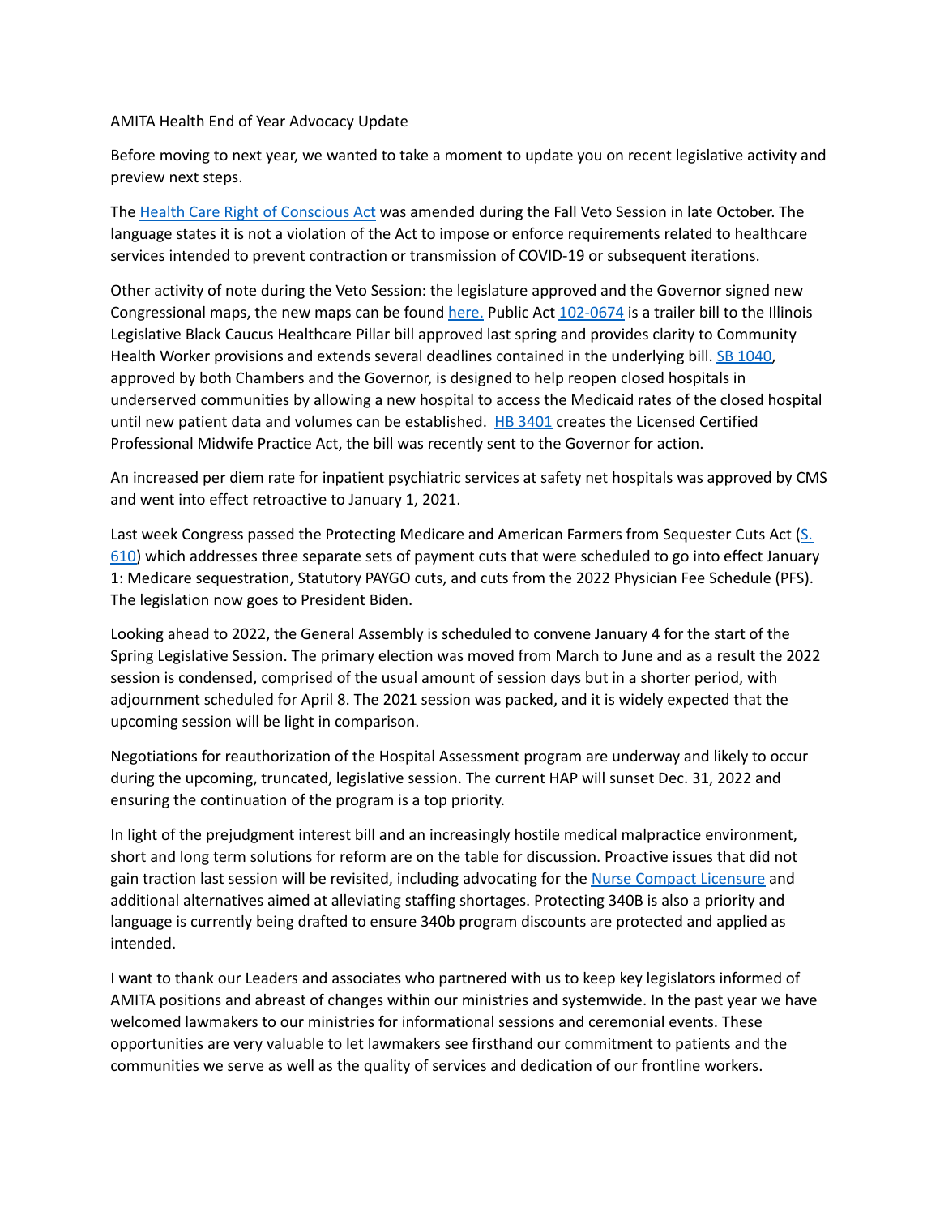AMITA Health End of Year Advocacy Update

Before moving to next year, we wanted to take a moment to update you on recent legislative activity and preview next steps.

The Health Care Right of Conscious Act was amended during the Fall Veto Session in late October. The language states it is not a violation of the Act to impose or enforce requirements related to healthcare services intended to prevent contraction or transmission of COVID-19 or subsequent iterations.

Other activity of note during the Veto Session: the legislature approved and the Governor signed new Congressional maps, the new maps can be found here. Public Act 102-0674 is a trailer bill to the Illinois Legislative Black Caucus Healthcare Pillar bill approved last spring and provides clarity to Community Health Worker provisions and extends several deadlines contained in the underlying bill. SB 1040, approved by both Chambers and the Governor, is designed to help reopen closed hospitals in underserved communities by allowing a new hospital to access the Medicaid rates of the closed hospital until new patient data and volumes can be established. HB 3401 creates the Licensed Certified Professional Midwife Practice Act, the bill was recently sent to the Governor for action.

An increased per diem rate for inpatient psychiatric services at safety net hospitals was approved by CMS and went into effect retroactive to January 1, 2021.

Last week Congress passed the Protecting Medicare and American Farmers from Sequester Cuts Act (S. 610) which addresses three separate sets of payment cuts that were scheduled to go into effect January 1: Medicare sequestration, Statutory PAYGO cuts, and cuts from the 2022 Physician Fee Schedule (PFS). The legislation now goes to President Biden.

Looking ahead to 2022, the General Assembly is scheduled to convene January 4 for the start of the Spring Legislative Session. The primary election was moved from March to June and as a result the 2022 session is condensed, comprised of the usual amount of session days but in a shorter period, with adjournment scheduled for April 8. The 2021 session was packed, and it is widely expected that the upcoming session will be light in comparison.

Negotiations for reauthorization of the Hospital Assessment program are underway and likely to occur during the upcoming, truncated, legislative session. The current HAP will sunset Dec. 31, 2022 and ensuring the continuation of the program is a top priority.

In light of the prejudgment interest bill and an increasingly hostile medical malpractice environment, short and long term solutions for reform are on the table for discussion. Proactive issues that did not gain traction last session will be revisited, including advocating for the Nurse Compact Licensure and additional alternatives aimed at alleviating staffing shortages. Protecting 340B is also a priority and language is currently being drafted to ensure 340b program discounts are protected and applied as intended.

I want to thank our Leaders and associates who partnered with us to keep key legislators informed of AMITA positions and abreast of changes within our ministries and systemwide. In the past year we have welcomed lawmakers to our ministries for informational sessions and ceremonial events. These opportunities are very valuable to let lawmakers see firsthand our commitment to patients and the communities we serve as well as the quality of services and dedication of our frontline workers.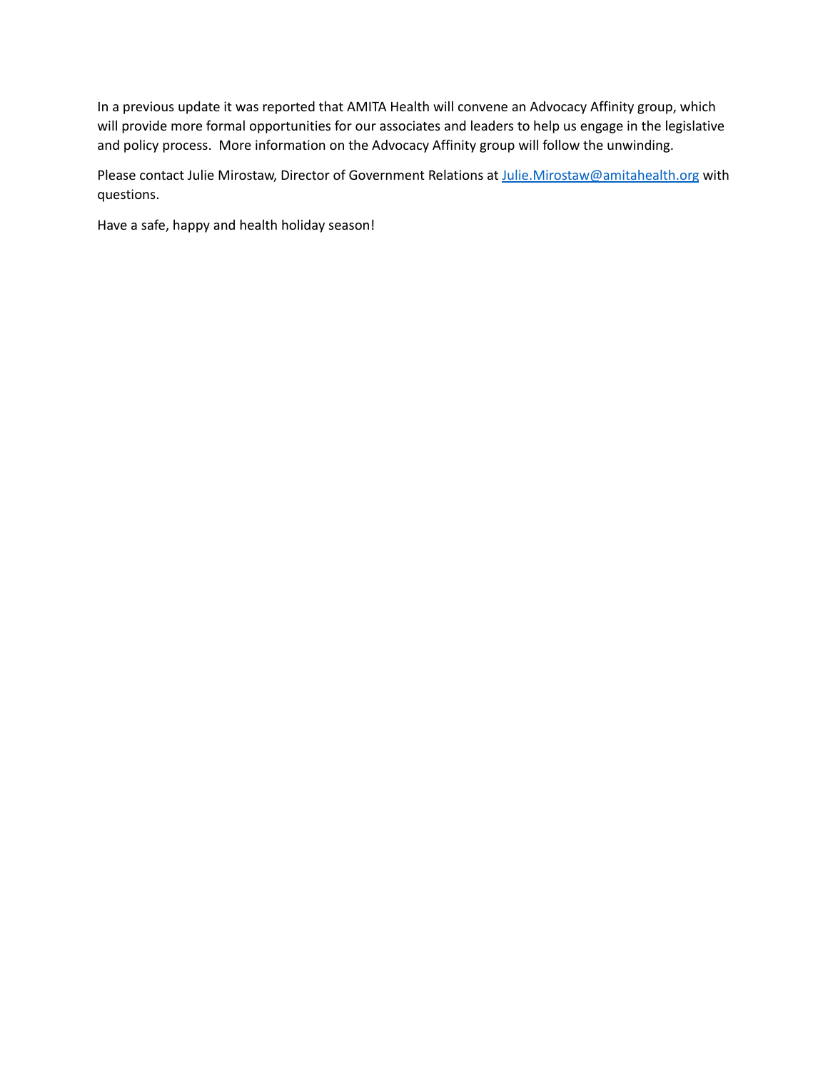In a previous update it was reported that AMITA Health will convene an Advocacy Affinity group, which will provide more formal opportunities for our associates and leaders to help us engage in the legislative and policy process.  More information on the Advocacy Affinity group will follow the unwinding.

Please contact Julie Mirostaw, Director of Government Relations at [Julie.Mirostaw@amitahealth.org](mailto:Julie.Mirostaw@amitahealth.org) with questions.

Have a safe, happy and health holiday season!